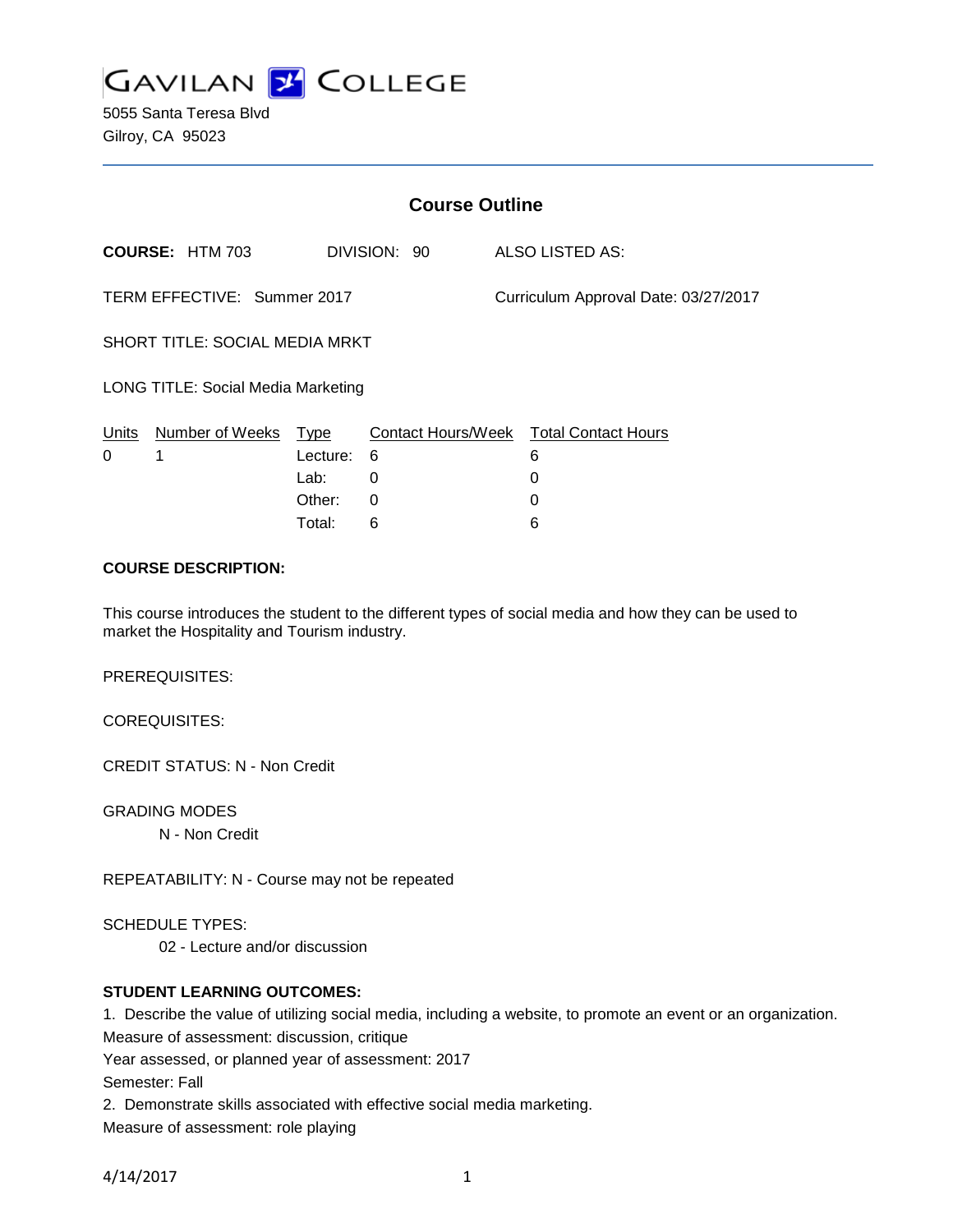# GAVILAN COLLEGE

5055 Santa Teresa Blvd
Gilroy, CA 95023

## Course Outline

**COURSE:** HTM 703 DIVISION: 90 ALSO LISTED AS:

TERM EFFECTIVE: Summer 2017 Curriculum Approval Date: 03/27/2017

SHORT TITLE: SOCIAL MEDIA MRKT

LONG TITLE: Social Media Marketing

| Units | Number of Weeks | Type | Contact Hours/Week | Total Contact Hours |
|---|---|---|---|---|
| 0 | 1 | Lecture: | 6 | 6 |
| | | Lab: | 0 | 0 |
| | | Other: | 0 | 0 |
| | | Total: | 6 | 6 |

**COURSE DESCRIPTION:**

This course introduces the student to the different types of social media and how they can be used to market the Hospitality and Tourism industry.

PREREQUISITES:

COREQUISITES:

CREDIT STATUS: N - Non Credit

GRADING MODES

N - Non Credit

REPEATABILITY: N - Course may not be repeated

SCHEDULE TYPES:

02 - Lecture and/or discussion

**STUDENT LEARNING OUTCOMES:**

1. Describe the value of utilizing social media, including a website, to promote an event or an organization.
Measure of assessment: discussion, critique
Year assessed, or planned year of assessment: 2017
Semester: Fall

2. Demonstrate skills associated with effective social media marketing.
Measure of assessment: role playing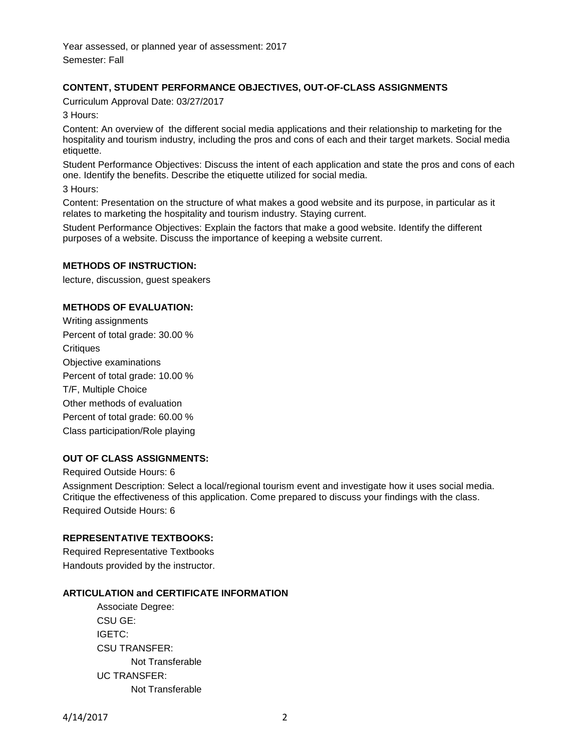Year assessed, or planned year of assessment: 2017
Semester: Fall

**CONTENT, STUDENT PERFORMANCE OBJECTIVES, OUT-OF-CLASS ASSIGNMENTS**

Curriculum Approval Date: 03/27/2017

3 Hours:

Content: An overview of the different social media applications and their relationship to marketing for the hospitality and tourism industry, including the pros and cons of each and their target markets. Social media etiquette.

Student Performance Objectives: Discuss the intent of each application and state the pros and cons of each one. Identify the benefits. Describe the etiquette utilized for social media.

3 Hours:

Content: Presentation on the structure of what makes a good website and its purpose, in particular as it relates to marketing the hospitality and tourism industry. Staying current.

Student Performance Objectives: Explain the factors that make a good website. Identify the different purposes of a website. Discuss the importance of keeping a website current.

**METHODS OF INSTRUCTION:**

lecture, discussion, guest speakers

**METHODS OF EVALUATION:**

Writing assignments
Percent of total grade: 30.00 %
Critiques
Objective examinations
Percent of total grade: 10.00 %
T/F, Multiple Choice
Other methods of evaluation
Percent of total grade: 60.00 %
Class participation/Role playing

**OUT OF CLASS ASSIGNMENTS:**

Required Outside Hours: 6
Assignment Description: Select a local/regional tourism event and investigate how it uses social media. Critique the effectiveness of this application. Come prepared to discuss your findings with the class.
Required Outside Hours: 6

**REPRESENTATIVE TEXTBOOKS:**

Required Representative Textbooks
Handouts provided by the instructor.

**ARTICULATION and CERTIFICATE INFORMATION**

Associate Degree:
CSU GE:
IGETC:
CSU TRANSFER:
Not Transferable
UC TRANSFER:
Not Transferable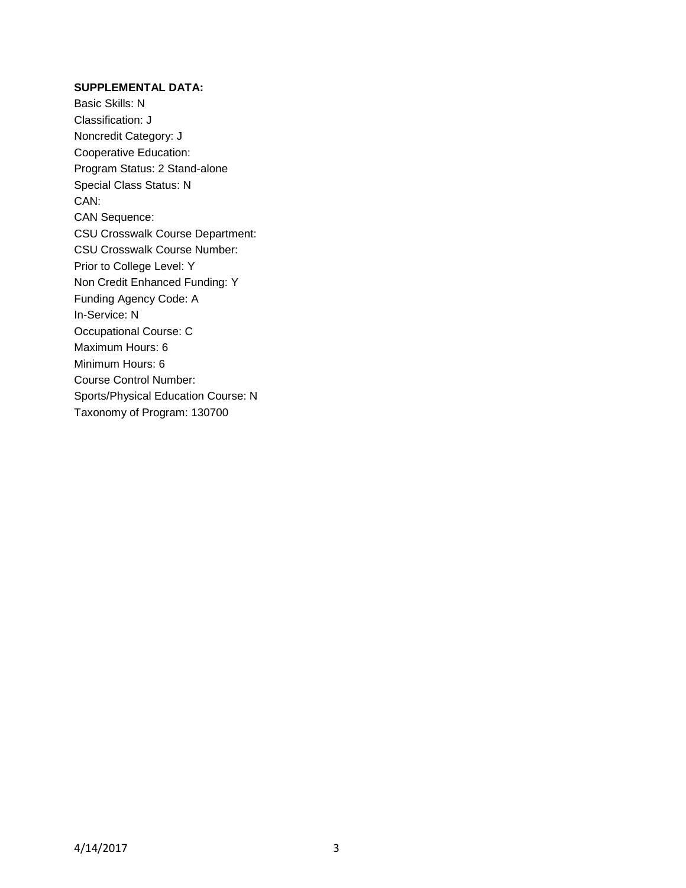**SUPPLEMENTAL DATA:**

Basic Skills: N
Classification: J
Noncredit Category: J
Cooperative Education:
Program Status: 2 Stand-alone
Special Class Status: N
CAN:
CAN Sequence:
CSU Crosswalk Course Department:
CSU Crosswalk Course Number:
Prior to College Level: Y
Non Credit Enhanced Funding: Y
Funding Agency Code: A
In-Service: N
Occupational Course: C
Maximum Hours: 6
Minimum Hours: 6
Course Control Number:
Sports/Physical Education Course: N
Taxonomy of Program: 130700